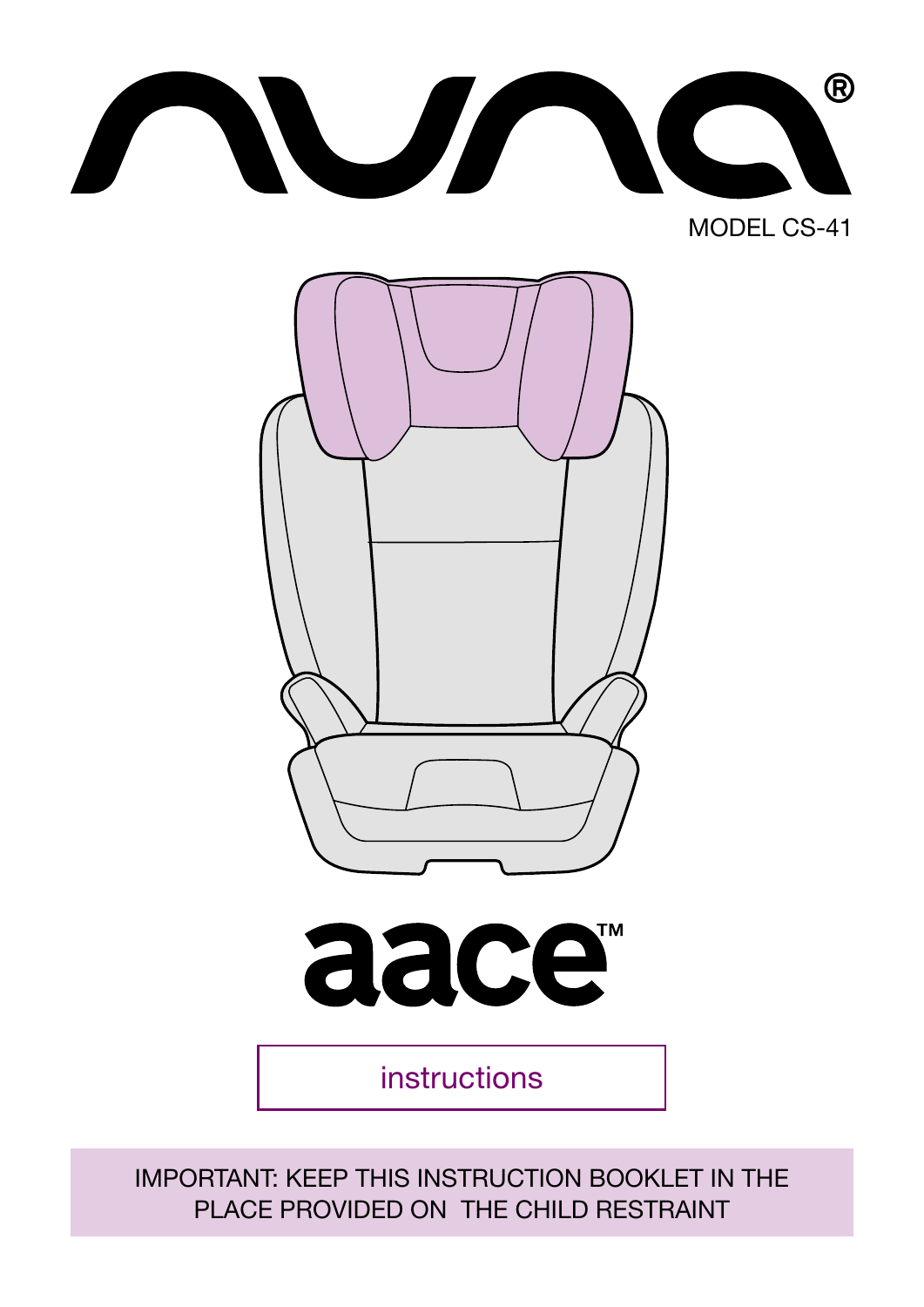# nuna®

MODEL CS-41

# aace™

instructions

IMPORTANT: KEEP THIS INSTRUCTION BOOKLET IN THE PLACE PROVIDED ON THE CHILD RESTRAINT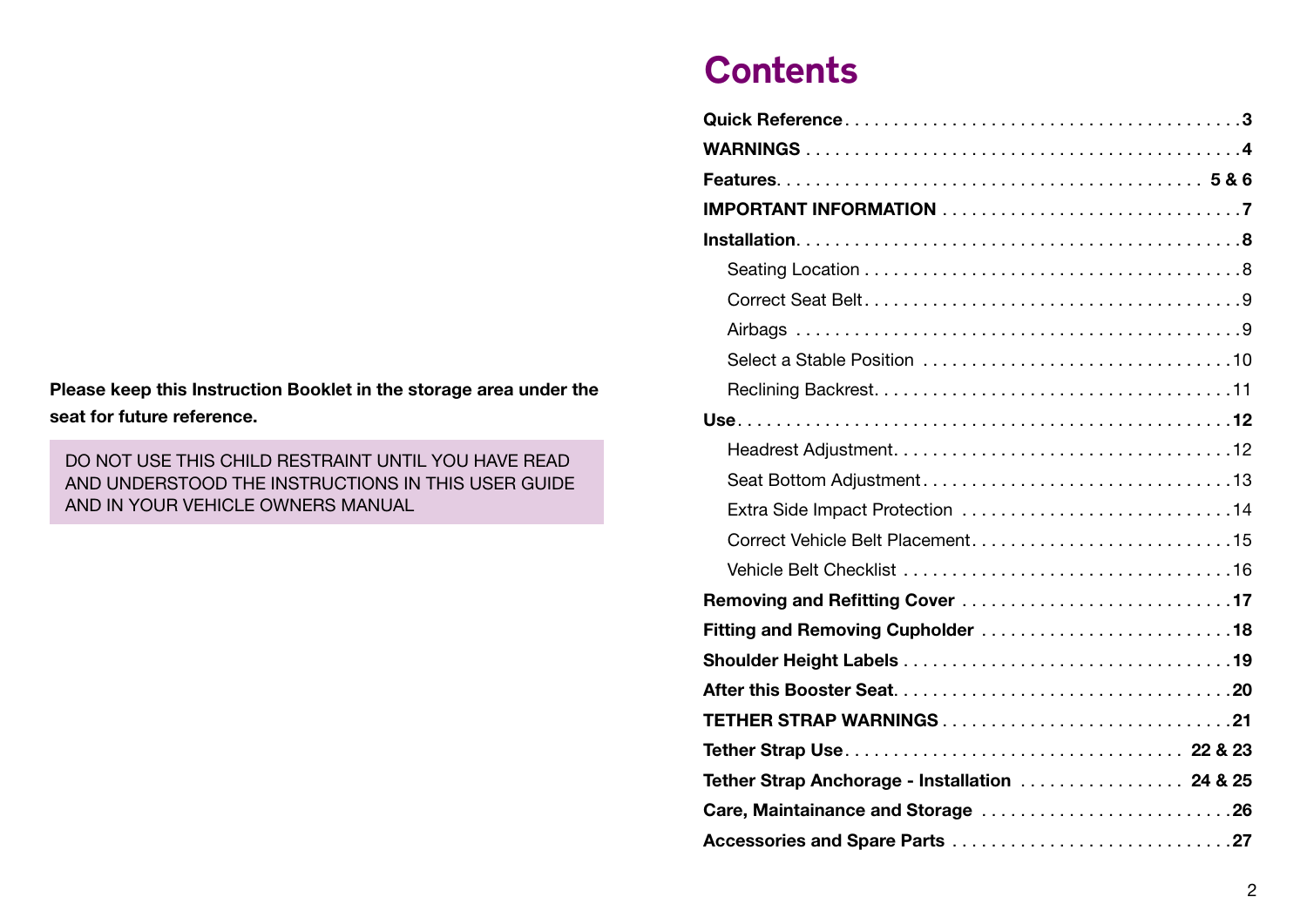**Please keep this Instruction Booklet in the storage area under the seat for future reference.**

DO NOT USE THIS CHILD RESTRAINT UNTIL YOU HAVE READ AND UNDERSTOOD THE INSTRUCTIONS IN THIS USER GUIDE AND IN YOUR VEHICLE OWNERS MANUAL

# Contents

- **Quick Reference** . . . . . . . . . . . . . . . . . . . . . . . . **3**
- **WARNINGS** . . . . . . . . . . . . . . . . . . . . . . . . **4**
- **Features** . . . . . . . . . . . . . . . . . . . . . . . . **5 & 6**
- **IMPORTANT INFORMATION** . . . . . . . . . . . . . . . . . . . . . . . . **7**
- **Installation** . . . . . . . . . . . . . . . . . . . . . . . . **8**
  - Seating Location . . . . . . . . . . . . . . . . . . . . . . . . 8
  - Correct Seat Belt . . . . . . . . . . . . . . . . . . . . . . . . 9
  - Airbags . . . . . . . . . . . . . . . . . . . . . . . . 9
  - Select a Stable Position . . . . . . . . . . . . . . . . . . . . . . . . 10
  - Reclining Backrest . . . . . . . . . . . . . . . . . . . . . . . . 11
- **Use** . . . . . . . . . . . . . . . . . . . . . . . . **12**
  - Headrest Adjustment . . . . . . . . . . . . . . . . . . . . . . . . 12
  - Seat Bottom Adjustment . . . . . . . . . . . . . . . . . . . . . . . . 13
  - Extra Side Impact Protection . . . . . . . . . . . . . . . . . . . . . . . . 14
  - Correct Vehicle Belt Placement . . . . . . . . . . . . . . . . . . . . . . . . 15
  - Vehicle Belt Checklist . . . . . . . . . . . . . . . . . . . . . . . . 16
- **Removing and Refitting Cover** . . . . . . . . . . . . . . . . . . . . . . . . **17**
- **Fitting and Removing Cupholder** . . . . . . . . . . . . . . . . . . . . . . . . **18**
- **Shoulder Height Labels** . . . . . . . . . . . . . . . . . . . . . . . . **19**
- **After this Booster Seat** . . . . . . . . . . . . . . . . . . . . . . . . **20**
- **TETHER STRAP WARNINGS** . . . . . . . . . . . . . . . . . . . . . . . . **21**
- **Tether Strap Use** . . . . . . . . . . . . . . . . . . . . . . . . **22 & 23**
- **Tether Strap Anchorage - Installation** . . . . . . . . . . . . . . . . . . . . . . . . **24 & 25**
- **Care, Maintainance and Storage** . . . . . . . . . . . . . . . . . . . . . . . . **26**
- **Accessories and Spare Parts** . . . . . . . . . . . . . . . . . . . . . . . . **27**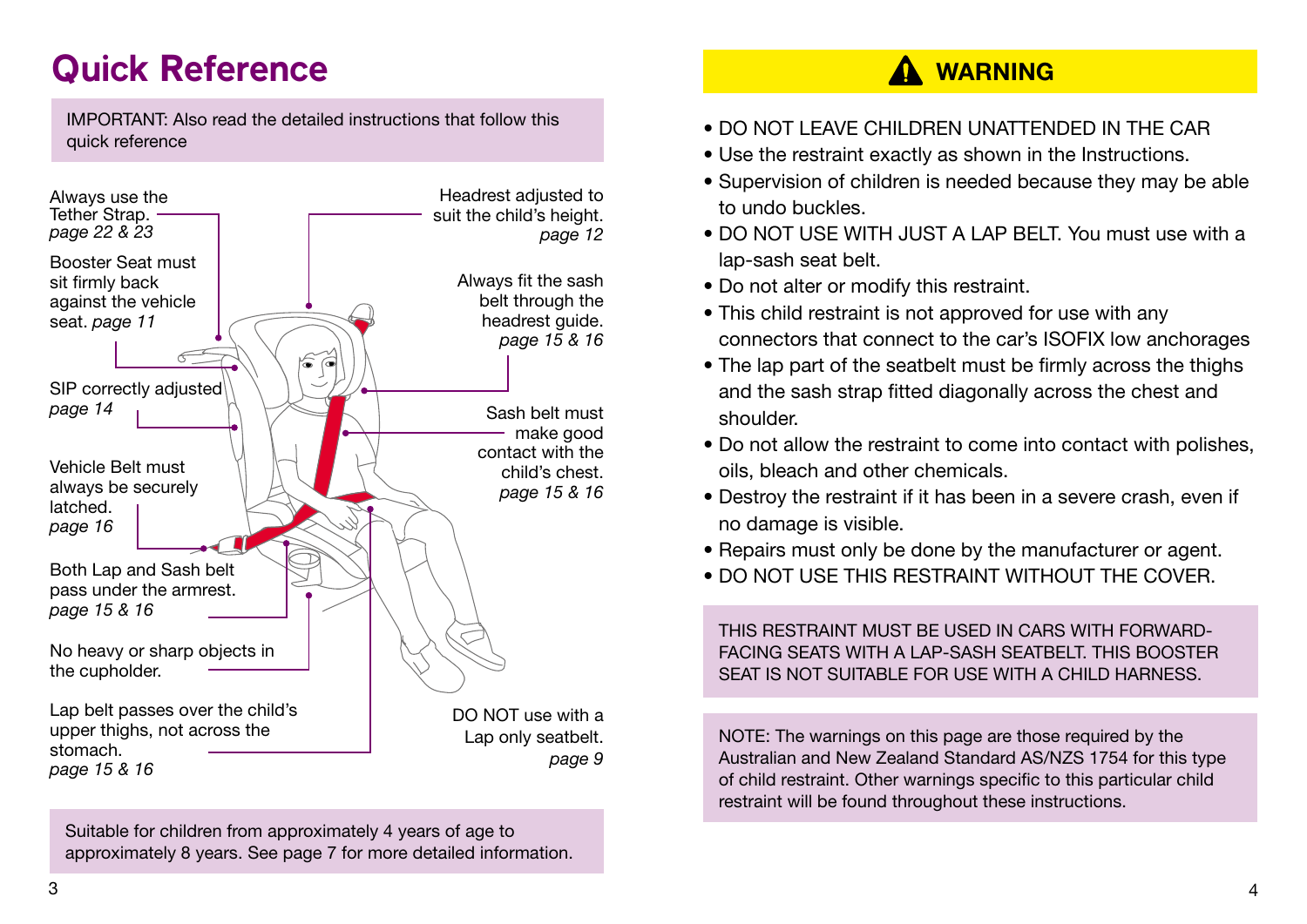# Quick Reference

IMPORTANT: Also read the detailed instructions that follow this quick reference

Always use the Tether Strap. *page 22 & 23*

Booster Seat must sit firmly back against the vehicle seat. *page 11*

SIP correctly adjusted *page 14*

Vehicle Belt must always be securely latched. *page 16*

Both Lap and Sash belt pass under the armrest. *page 15 & 16*

No heavy or sharp objects in the cupholder.

Lap belt passes over the child's upper thighs, not across the stomach. *page 15 & 16*

Headrest adjusted to suit the child's height. *page 12*

Always fit the sash belt through the headrest guide. *page 15 & 16*

Sash belt must make good contact with the child's chest. *page 15 & 16*

DO NOT use with a Lap only seatbelt. *page 9*

Suitable for children from approximately 4 years of age to approximately 8 years. See page 7 for more detailed information.

## WARNING

- DO NOT LEAVE CHILDREN UNATTENDED IN THE CAR
- Use the restraint exactly as shown in the Instructions.
- Supervision of children is needed because they may be able to undo buckles.
- DO NOT USE WITH JUST A LAP BELT. You must use with a lap-sash seat belt.
- Do not alter or modify this restraint.
- This child restraint is not approved for use with any connectors that connect to the car's ISOFIX low anchorages
- The lap part of the seatbelt must be firmly across the thighs and the sash strap fitted diagonally across the chest and shoulder.
- Do not allow the restraint to come into contact with polishes, oils, bleach and other chemicals.
- Destroy the restraint if it has been in a severe crash, even if no damage is visible.
- Repairs must only be done by the manufacturer or agent.
- DO NOT USE THIS RESTRAINT WITHOUT THE COVER.

THIS RESTRAINT MUST BE USED IN CARS WITH FORWARD-FACING SEATS WITH A LAP-SASH SEATBELT. THIS BOOSTER SEAT IS NOT SUITABLE FOR USE WITH A CHILD HARNESS.

NOTE: The warnings on this page are those required by the Australian and New Zealand Standard AS/NZS 1754 for this type of child restraint. Other warnings specific to this particular child restraint will be found throughout these instructions.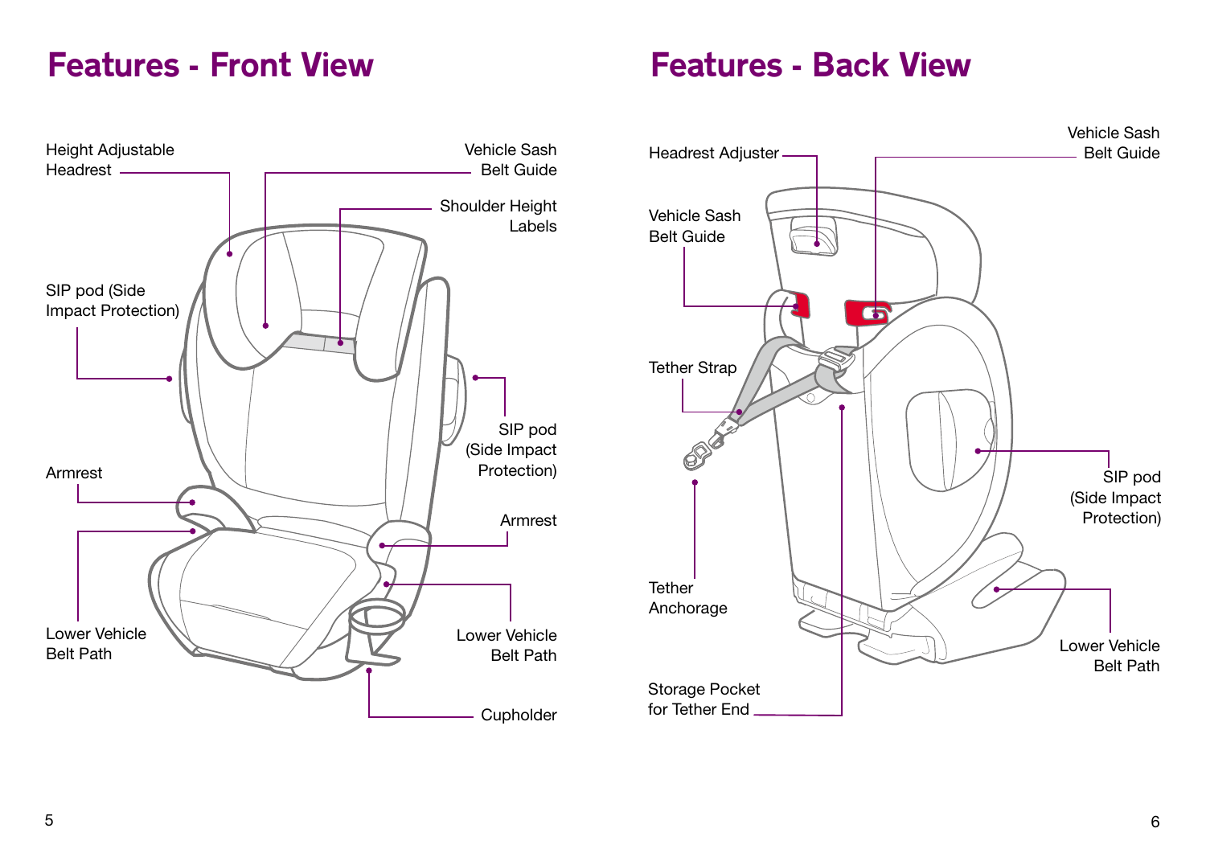## Features - Front View

Height Adjustable Headrest

Vehicle Sash Belt Guide

Shoulder Height Labels

SIP pod (Side Impact Protection)

SIP pod (Side Impact Protection)

Armrest

Armrest

Lower Vehicle Belt Path

Lower Vehicle Belt Path

Cupholder

## Features - Back View

Headrest Adjuster

Vehicle Sash Belt Guide

Vehicle Sash Belt Guide

Tether Strap

SIP pod (Side Impact Protection)

Tether Anchorage

Lower Vehicle Belt Path

Storage Pocket for Tether End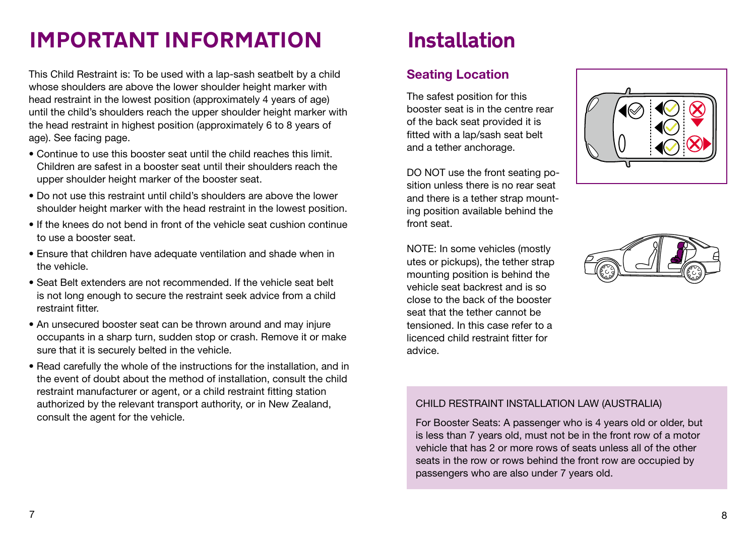# IMPORTANT INFORMATION

This Child Restraint is: To be used with a lap-sash seatbelt by a child whose shoulders are above the lower shoulder height marker with head restraint in the lowest position (approximately 4 years of age) until the child's shoulders reach the upper shoulder height marker with the head restraint in highest position (approximately 6 to 8 years of age). See facing page.

- Continue to use this booster seat until the child reaches this limit. Children are safest in a booster seat until their shoulders reach the upper shoulder height marker of the booster seat.
- Do not use this restraint until child's shoulders are above the lower shoulder height marker with the head restraint in the lowest position.
- If the knees do not bend in front of the vehicle seat cushion continue to use a booster seat.
- Ensure that children have adequate ventilation and shade when in the vehicle.
- Seat Belt extenders are not recommended. If the vehicle seat belt is not long enough to secure the restraint seek advice from a child restraint fitter.
- An unsecured booster seat can be thrown around and may injure occupants in a sharp turn, sudden stop or crash. Remove it or make sure that it is securely belted in the vehicle.
- Read carefully the whole of the instructions for the installation, and in the event of doubt about the method of installation, consult the child restraint manufacturer or agent, or a child restraint fitting station authorized by the relevant transport authority, or in New Zealand, consult the agent for the vehicle.

# Installation

## Seating Location

The safest position for this booster seat is in the centre rear of the back seat provided it is fitted with a lap/sash seat belt and a tether anchorage.

DO NOT use the front seating position unless there is no rear seat and there is a tether strap mounting position available behind the front seat.

NOTE: In some vehicles (mostly utes or pickups), the tether strap mounting position is behind the vehicle seat backrest and is so close to the back of the booster seat that the tether cannot be tensioned. In this case refer to a licenced child restraint fitter for advice.

CHILD RESTRAINT INSTALLATION LAW (AUSTRALIA)

For Booster Seats: A passenger who is 4 years old or older, but is less than 7 years old, must not be in the front row of a motor vehicle that has 2 or more rows of seats unless all of the other seats in the row or rows behind the front row are occupied by passengers who are also under 7 years old.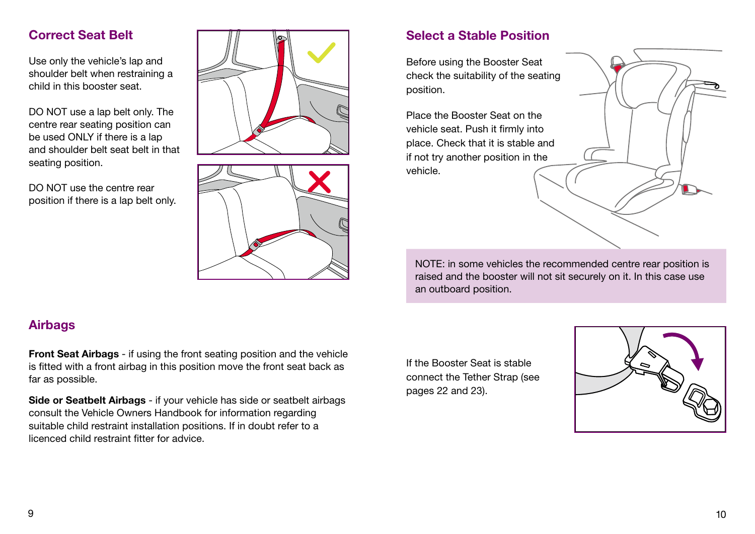## Correct Seat Belt

Use only the vehicle's lap and shoulder belt when restraining a child in this booster seat.

DO NOT use a lap belt only. The centre rear seating position can be used ONLY if there is a lap and shoulder belt seat belt in that seating position.

DO NOT use the centre rear position if there is a lap belt only.

## Airbags

**Front Seat Airbags** - if using the front seating position and the vehicle is fitted with a front airbag in this position move the front seat back as far as possible.

**Side or Seatbelt Airbags** - if your vehicle has side or seatbelt airbags consult the Vehicle Owners Handbook for information regarding suitable child restraint installation positions. If in doubt refer to a licenced child restraint fitter for advice.

## Select a Stable Position

Before using the Booster Seat check the suitability of the seating position.

Place the Booster Seat on the vehicle seat. Push it firmly into place. Check that it is stable and if not try another position in the vehicle.

NOTE: in some vehicles the recommended centre rear position is raised and the booster will not sit securely on it. In this case use an outboard position.

If the Booster Seat is stable connect the Tether Strap (see pages 22 and 23).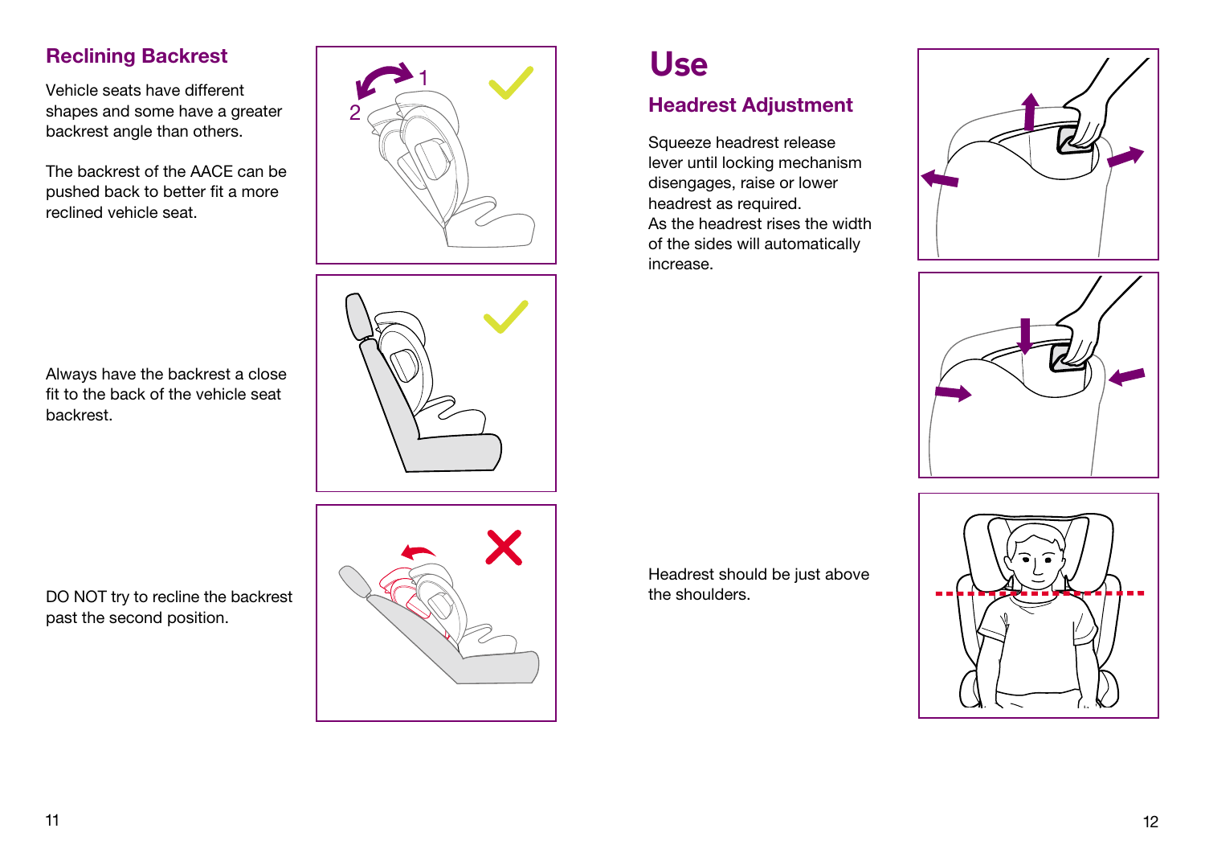## Reclining Backrest

Vehicle seats have different shapes and some have a greater backrest angle than others.

The backrest of the AACE can be pushed back to better fit a more reclined vehicle seat.

Always have the backrest a close fit to the back of the vehicle seat backrest.

DO NOT try to recline the backrest past the second position.

# Use

## Headrest Adjustment

Squeeze headrest release lever until locking mechanism disengages, raise or lower headrest as required.
As the headrest rises the width of the sides will automatically increase.

Headrest should be just above the shoulders.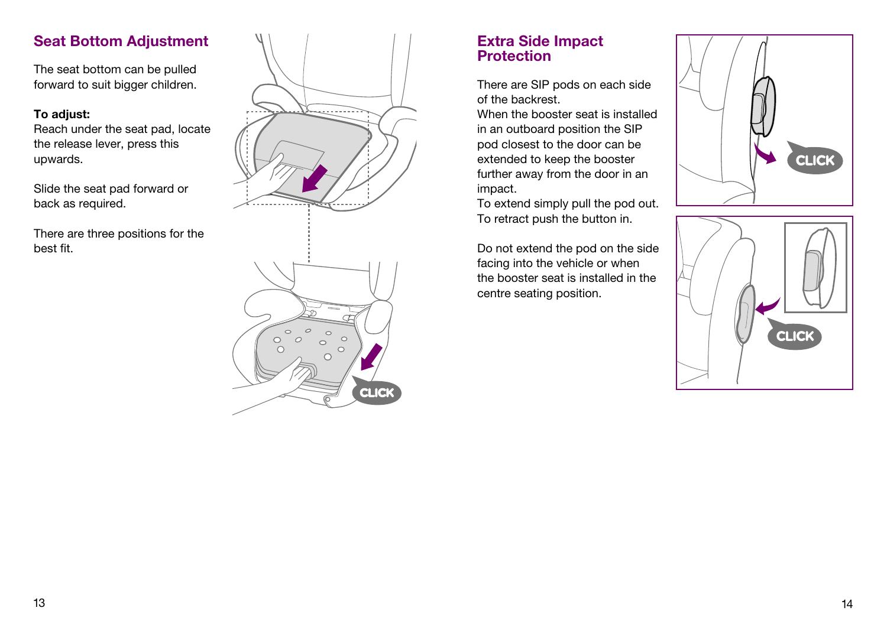## Seat Bottom Adjustment

The seat bottom can be pulled forward to suit bigger children.

**To adjust:**
Reach under the seat pad, locate the release lever, press this upwards.

Slide the seat pad forward or back as required.

There are three positions for the best fit.

## Extra Side Impact Protection

There are SIP pods on each side of the backrest.
When the booster seat is installed in an outboard position the SIP pod closest to the door can be extended to keep the booster further away from the door in an impact.
To extend simply pull the pod out.
To retract push the button in.

Do not extend the pod on the side facing into the vehicle or when the booster seat is installed in the centre seating position.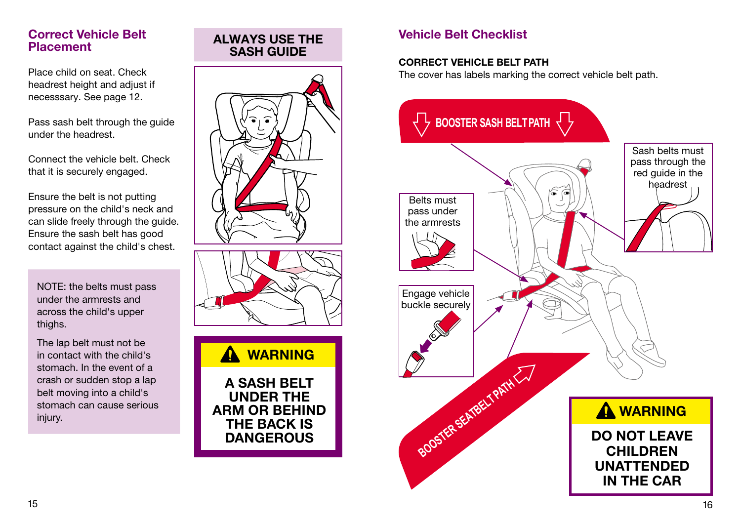## Correct Vehicle Belt Placement

Place child on seat. Check headrest height and adjust if necesssary. See page 12.

Pass sash belt through the guide under the headrest.

Connect the vehicle belt. Check that it is securely engaged.

Ensure the belt is not putting pressure on the child's neck and can slide freely through the guide. Ensure the sash belt has good contact against the child's chest.

> NOTE: the belts must pass under the armrests and across the child's upper thighs.
>
> The lap belt must not be in contact with the child's stomach. In the event of a crash or sudden stop a lap belt moving into a child's stomach can cause serious injury.

**ALWAYS USE THE SASH GUIDE**

**⚠ WARNING**

**A SASH BELT UNDER THE ARM OR BEHIND THE BACK IS DANGEROUS**

## Vehicle Belt Checklist

**CORRECT VEHICLE BELT PATH**

The cover has labels marking the correct vehicle belt path.

BOOSTER SASH BELT PATH

Sash belts must pass through the red guide in the headrest

Belts must pass under the armrests

Engage vehicle buckle securely

BOOSTER SEATBELT PATH

**⚠ WARNING**

**DO NOT LEAVE CHILDREN UNATTENDED IN THE CAR**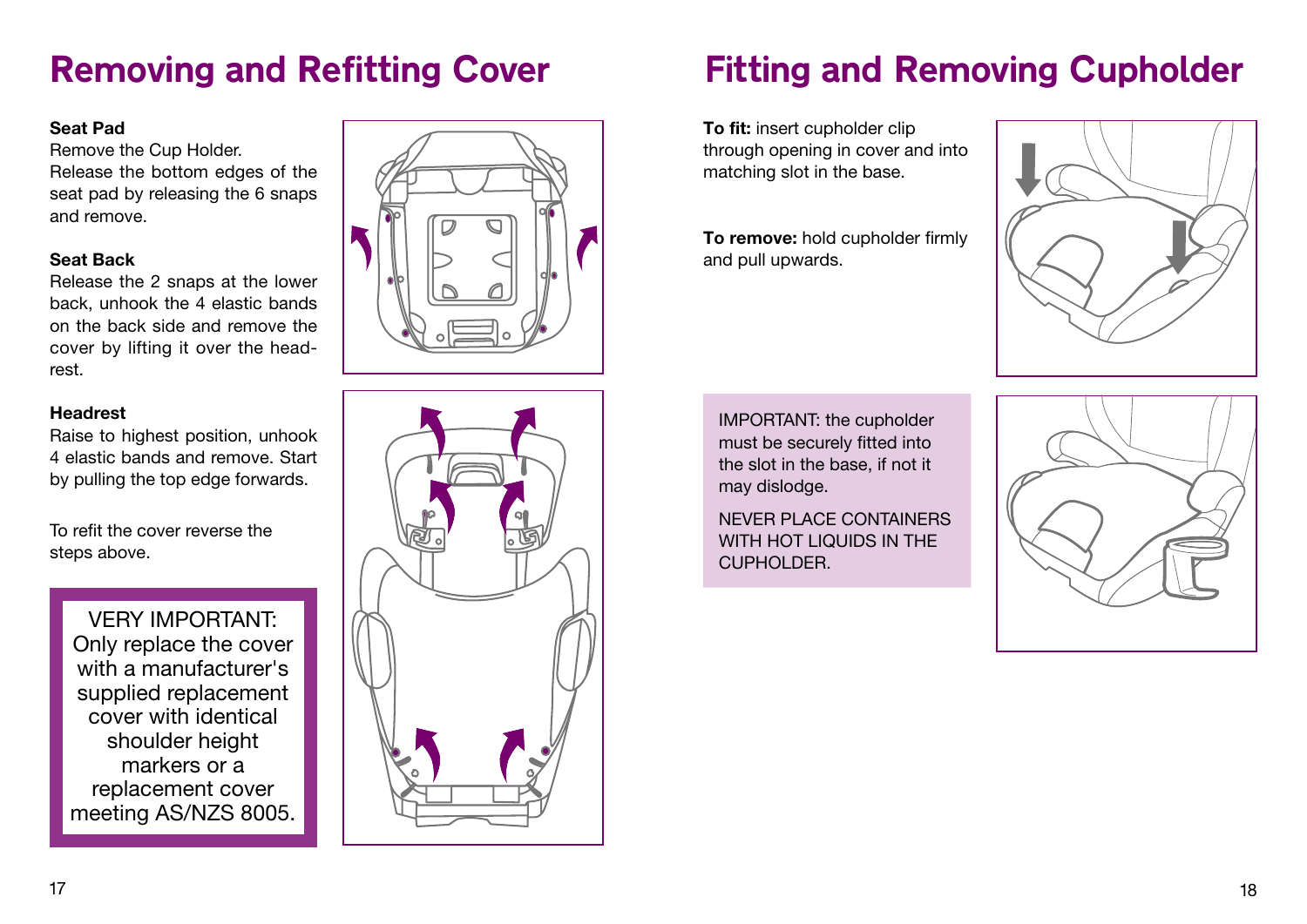# Removing and Refitting Cover

**Seat Pad**
Remove the Cup Holder.
Release the bottom edges of the seat pad by releasing the 6 snaps and remove.

**Seat Back**
Release the 2 snaps at the lower back, unhook the 4 elastic bands on the back side and remove the cover by lifting it over the head-rest.

**Headrest**
Raise to highest position, unhook 4 elastic bands and remove. Start by pulling the top edge forwards.

To refit the cover reverse the steps above.

> VERY IMPORTANT: Only replace the cover with a manufacturer's supplied replacement cover with identical shoulder height markers or a replacement cover meeting AS/NZS 8005.

# Fitting and Removing Cupholder

**To fit:** insert cupholder clip through opening in cover and into matching slot in the base.

**To remove:** hold cupholder firmly and pull upwards.

> IMPORTANT: the cupholder must be securely fitted into the slot in the base, if not it may dislodge.
>
> NEVER PLACE CONTAINERS WITH HOT LIQUIDS IN THE CUPHOLDER.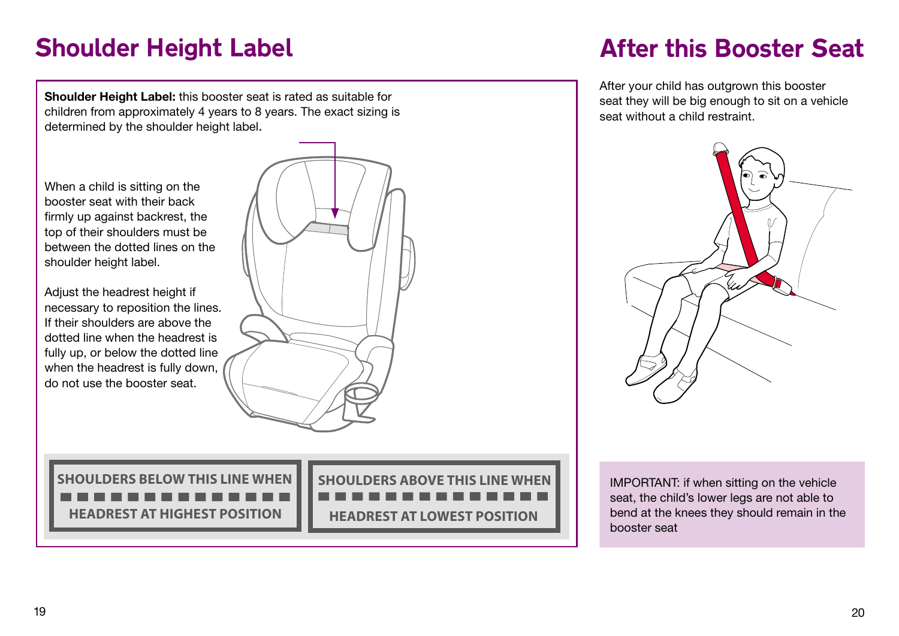# Shoulder Height Label

**Shoulder Height Label:** this booster seat is rated as suitable for children from approximately 4 years to 8 years. The exact sizing is determined by the shoulder height label.

When a child is sitting on the booster seat with their back firmly up against backrest, the top of their shoulders must be between the dotted lines on the shoulder height label.

Adjust the headrest height if necessary to reposition the lines. If their shoulders are above the dotted line when the headrest is fully up, or below the dotted line when the headrest is fully down, do not use the booster seat.

SHOULDERS BELOW THIS LINE WHEN HEADREST AT HIGHEST POSITION

SHOULDERS ABOVE THIS LINE WHEN HEADREST AT LOWEST POSITION

# After this Booster Seat

After your child has outgrown this booster seat they will be big enough to sit on a vehicle seat without a child restraint.

IMPORTANT: if when sitting on the vehicle seat, the child's lower legs are not able to bend at the knees they should remain in the booster seat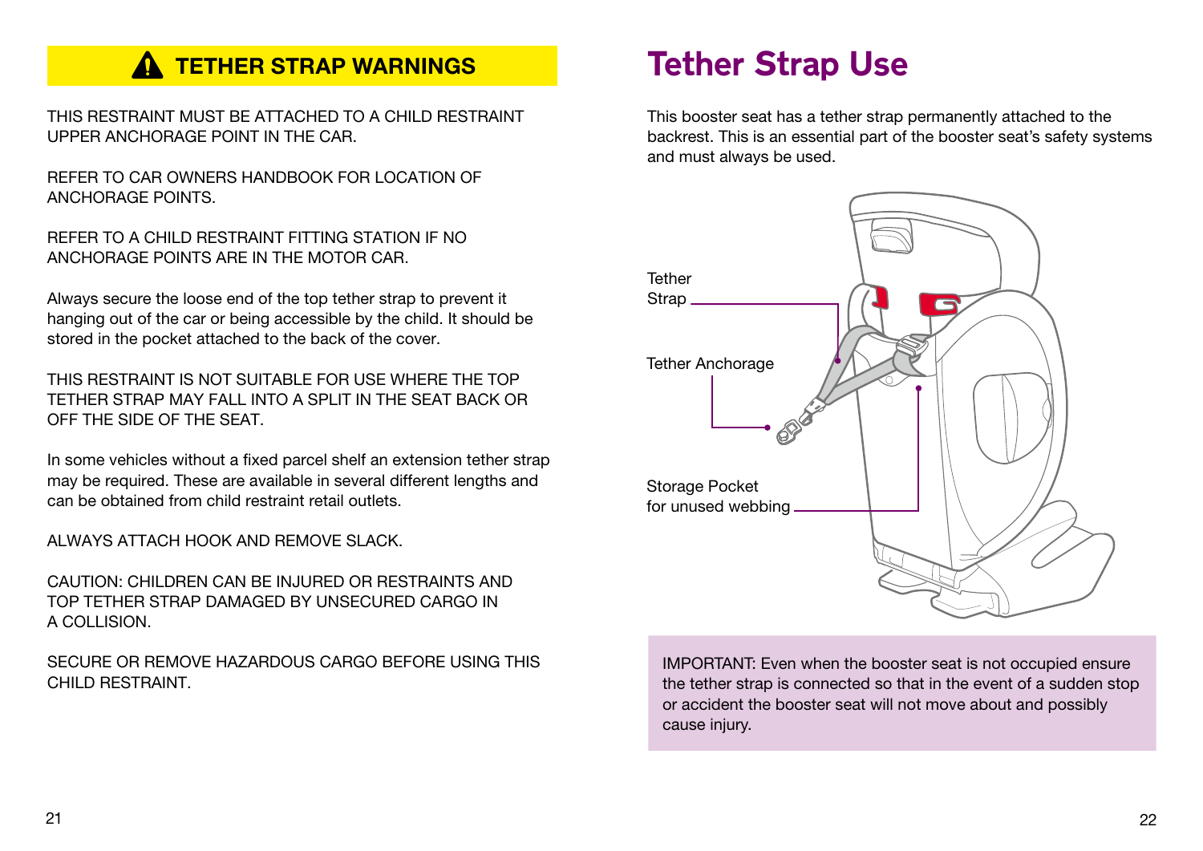## ⚠ TETHER STRAP WARNINGS

THIS RESTRAINT MUST BE ATTACHED TO A CHILD RESTRAINT UPPER ANCHORAGE POINT IN THE CAR.

REFER TO CAR OWNERS HANDBOOK FOR LOCATION OF ANCHORAGE POINTS.

REFER TO A CHILD RESTRAINT FITTING STATION IF NO ANCHORAGE POINTS ARE IN THE MOTOR CAR.

Always secure the loose end of the top tether strap to prevent it hanging out of the car or being accessible by the child. It should be stored in the pocket attached to the back of the cover.

THIS RESTRAINT IS NOT SUITABLE FOR USE WHERE THE TOP TETHER STRAP MAY FALL INTO A SPLIT IN THE SEAT BACK OR OFF THE SIDE OF THE SEAT.

In some vehicles without a fixed parcel shelf an extension tether strap may be required. These are available in several different lengths and can be obtained from child restraint retail outlets.

ALWAYS ATTACH HOOK AND REMOVE SLACK.

CAUTION: CHILDREN CAN BE INJURED OR RESTRAINTS AND TOP TETHER STRAP DAMAGED BY UNSECURED CARGO IN A COLLISION.

SECURE OR REMOVE HAZARDOUS CARGO BEFORE USING THIS CHILD RESTRAINT.

# Tether Strap Use

This booster seat has a tether strap permanently attached to the backrest. This is an essential part of the booster seat's safety systems and must always be used.

Tether Strap

Tether Anchorage

Storage Pocket for unused webbing

IMPORTANT: Even when the booster seat is not occupied ensure the tether strap is connected so that in the event of a sudden stop or accident the booster seat will not move about and possibly cause injury.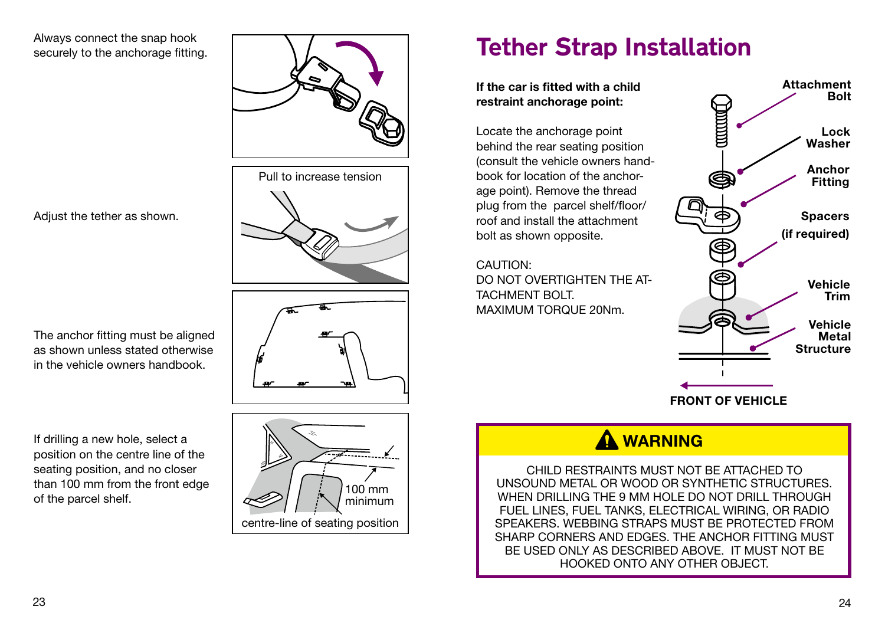Always connect the snap hook securely to the anchorage fitting.

Adjust the tether as shown.

Pull to increase tension

The anchor fitting must be aligned as shown unless stated otherwise in the vehicle owners handbook.

If drilling a new hole, select a position on the centre line of the seating position, and no closer than 100 mm from the front edge of the parcel shelf.

100 mm minimum

centre-line of seating position

# Tether Strap Installation

**If the car is fitted with a child restraint anchorage point:**

Locate the anchorage point behind the rear seating position (consult the vehicle owners handbook for location of the anchorage point). Remove the thread plug from the parcel shelf/floor/roof and install the attachment bolt as shown opposite.

CAUTION:
DO NOT OVERTIGHTEN THE ATTACHMENT BOLT.
MAXIMUM TORQUE 20Nm.

**Attachment Bolt**

**Lock Washer**

**Anchor Fitting**

**Spacers (if required)**

**Vehicle Trim**

**Vehicle Metal Structure**

**FRONT OF VEHICLE**

## ⚠ WARNING

CHILD RESTRAINTS MUST NOT BE ATTACHED TO UNSOUND METAL OR WOOD OR SYNTHETIC STRUCTURES. WHEN DRILLING THE 9 MM HOLE DO NOT DRILL THROUGH FUEL LINES, FUEL TANKS, ELECTRICAL WIRING, OR RADIO SPEAKERS. WEBBING STRAPS MUST BE PROTECTED FROM SHARP CORNERS AND EDGES. THE ANCHOR FITTING MUST BE USED ONLY AS DESCRIBED ABOVE. IT MUST NOT BE HOOKED ONTO ANY OTHER OBJECT.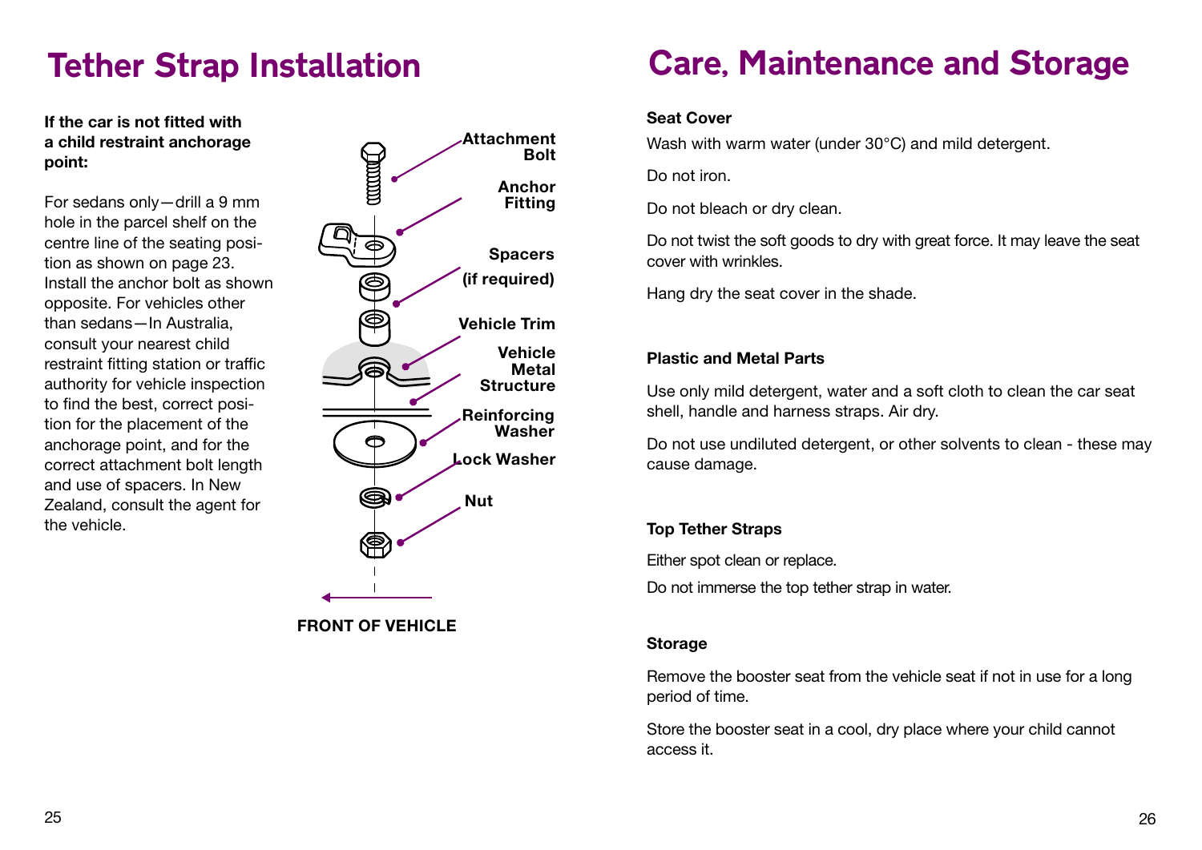# Tether Strap Installation

**If the car is not fitted with a child restraint anchorage point:**

For sedans only—drill a 9 mm hole in the parcel shelf on the centre line of the seating position as shown on page 23. Install the anchor bolt as shown opposite. For vehicles other than sedans—In Australia, consult your nearest child restraint fitting station or traffic authority for vehicle inspection to find the best, correct position for the placement of the anchorage point, and for the correct attachment bolt length and use of spacers. In New Zealand, consult the agent for the vehicle.

Attachment Bolt

Anchor Fitting

Spacers (if required)

Vehicle Trim

Vehicle Metal Structure

Reinforcing Washer

Lock Washer

Nut

FRONT OF VEHICLE

# Care, Maintenance and Storage

**Seat Cover**

Wash with warm water (under 30°C) and mild detergent.

Do not iron.

Do not bleach or dry clean.

Do not twist the soft goods to dry with great force. It may leave the seat cover with wrinkles.

Hang dry the seat cover in the shade.

**Plastic and Metal Parts**

Use only mild detergent, water and a soft cloth to clean the car seat shell, handle and harness straps. Air dry.

Do not use undiluted detergent, or other solvents to clean - these may cause damage.

**Top Tether Straps**

Either spot clean or replace.

Do not immerse the top tether strap in water.

**Storage**

Remove the booster seat from the vehicle seat if not in use for a long period of time.

Store the booster seat in a cool, dry place where your child cannot access it.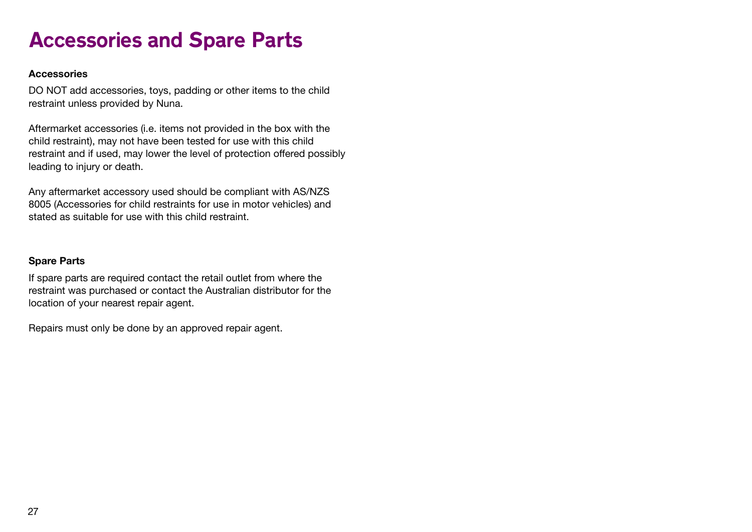# Accessories and Spare Parts

**Accessories**

DO NOT add accessories, toys, padding or other items to the child restraint unless provided by Nuna.

Aftermarket accessories (i.e. items not provided in the box with the child restraint), may not have been tested for use with this child restraint and if used, may lower the level of protection offered possibly leading to injury or death.

Any aftermarket accessory used should be compliant with AS/NZS 8005 (Accessories for child restraints for use in motor vehicles) and stated as suitable for use with this child restraint.

**Spare Parts**

If spare parts are required contact the retail outlet from where the restraint was purchased or contact the Australian distributor for the location of your nearest repair agent.

Repairs must only be done by an approved repair agent.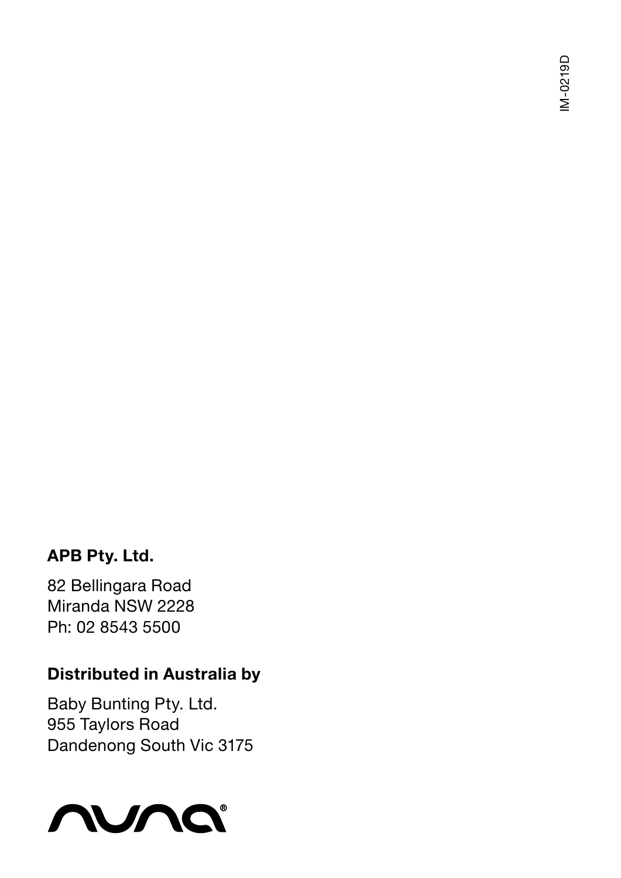IM-0219D

**APB Pty. Ltd.**

82 Bellingara Road
Miranda NSW 2228
Ph: 02 8543 5500

**Distributed in Australia by**

Baby Bunting Pty. Ltd.
955 Taylors Road
Dandenong South Vic 3175